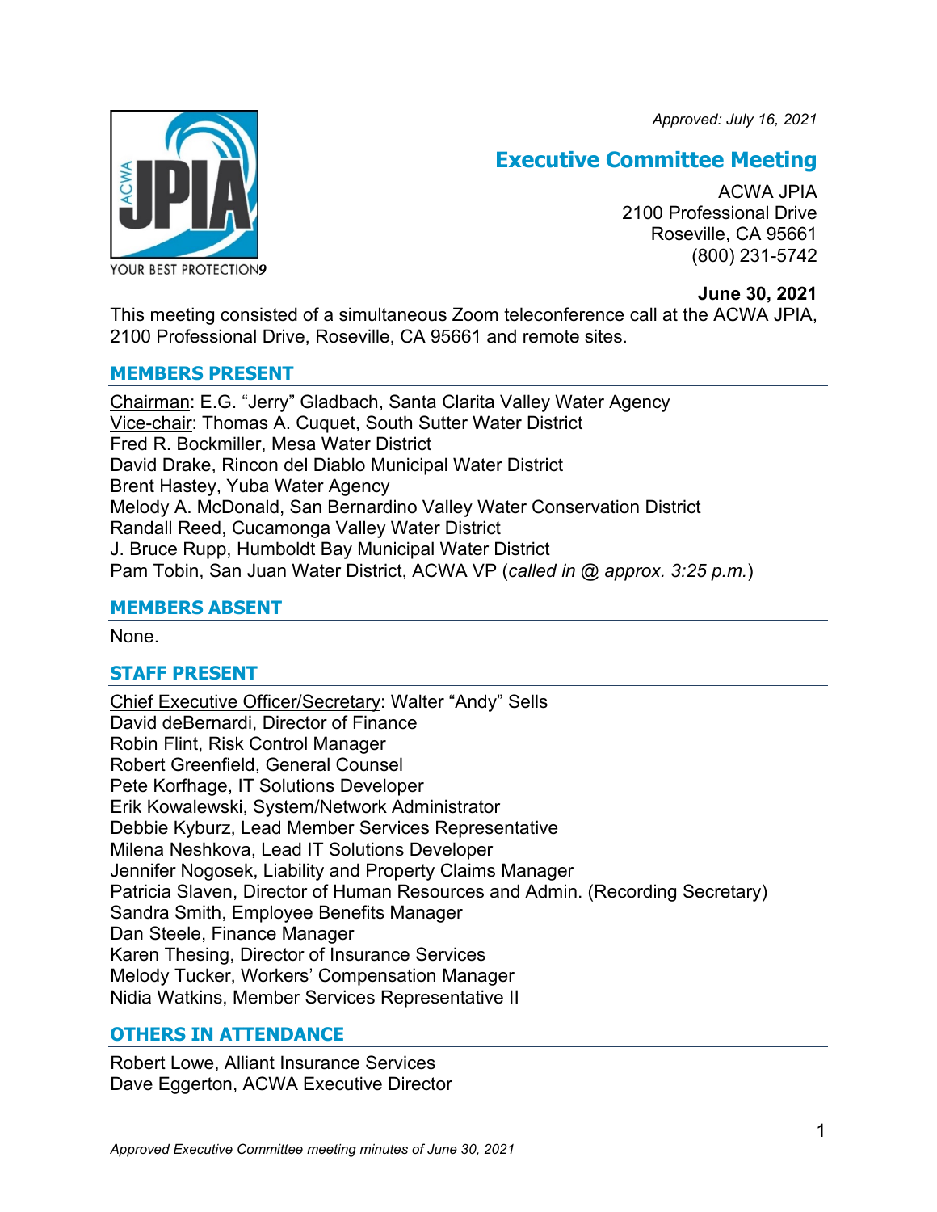*Approved: July 16, 2021*

# Executive Committee Meeting

ACWA JPIA
2100 Professional Drive
Roseville, CA 95661
(800) 231-5742

**June 30, 2021**

This meeting consisted of a simultaneous Zoom teleconference call at the ACWA JPIA, 2100 Professional Drive, Roseville, CA 95661 and remote sites.

## MEMBERS PRESENT

<u>Chairman</u>: E.G. "Jerry" Gladbach, Santa Clarita Valley Water Agency
<u>Vice-chair</u>: Thomas A. Cuquet, South Sutter Water District
Fred R. Bockmiller, Mesa Water District
David Drake, Rincon del Diablo Municipal Water District
Brent Hastey, Yuba Water Agency
Melody A. McDonald, San Bernardino Valley Water Conservation District
Randall Reed, Cucamonga Valley Water District
J. Bruce Rupp, Humboldt Bay Municipal Water District
Pam Tobin, San Juan Water District, ACWA VP (*called in @ approx. 3:25 p.m.*)

## MEMBERS ABSENT

None.

## STAFF PRESENT

<u>Chief Executive Officer/Secretary</u>: Walter "Andy" Sells
David deBernardi, Director of Finance
Robin Flint, Risk Control Manager
Robert Greenfield, General Counsel
Pete Korfhage, IT Solutions Developer
Erik Kowalewski, System/Network Administrator
Debbie Kyburz, Lead Member Services Representative
Milena Neshkova, Lead IT Solutions Developer
Jennifer Nogosek, Liability and Property Claims Manager
Patricia Slaven, Director of Human Resources and Admin. (Recording Secretary)
Sandra Smith, Employee Benefits Manager
Dan Steele, Finance Manager
Karen Thesing, Director of Insurance Services
Melody Tucker, Workers' Compensation Manager
Nidia Watkins, Member Services Representative II

## OTHERS IN ATTENDANCE

Robert Lowe, Alliant Insurance Services
Dave Eggerton, ACWA Executive Director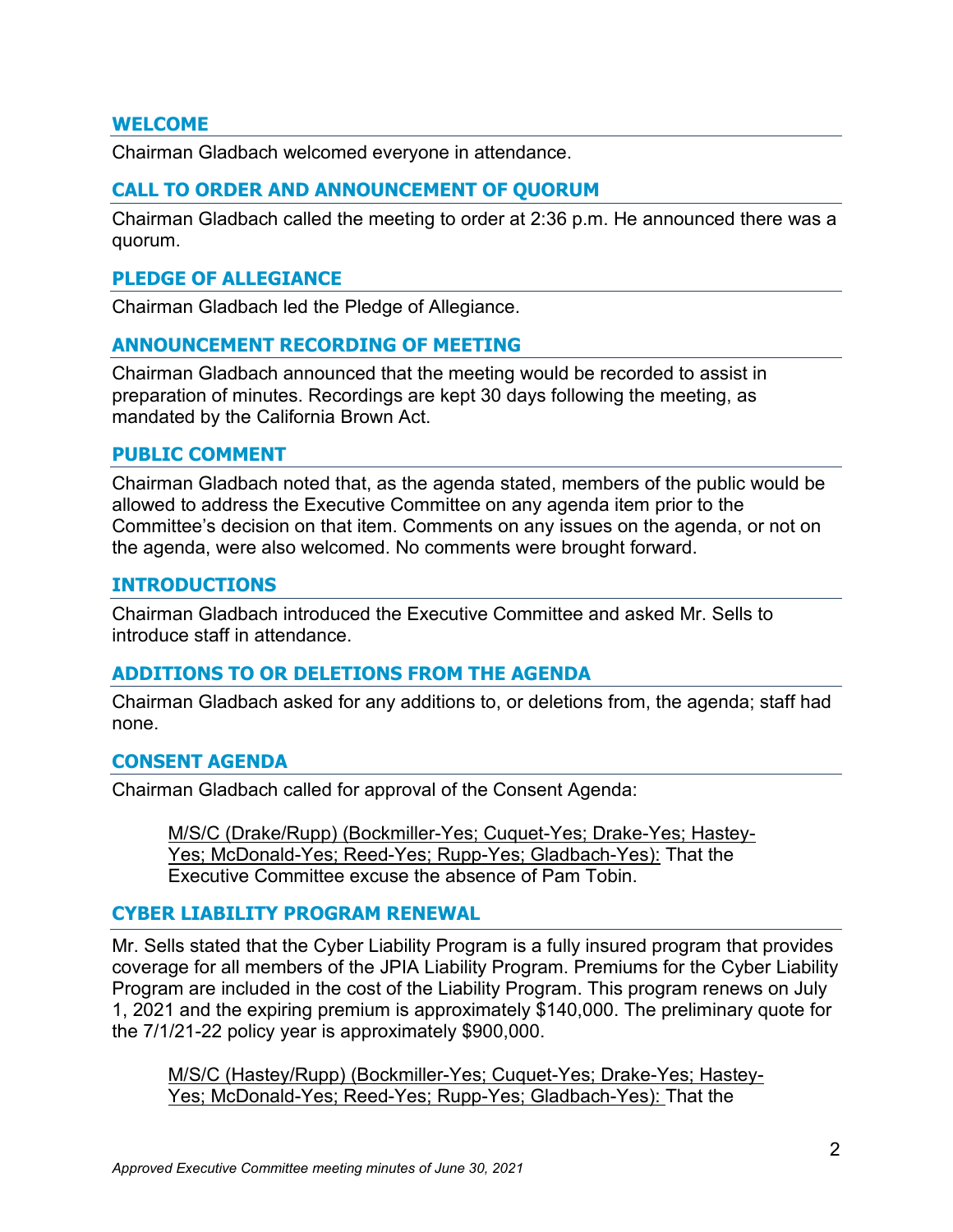## WELCOME

Chairman Gladbach welcomed everyone in attendance.

## CALL TO ORDER AND ANNOUNCEMENT OF QUORUM

Chairman Gladbach called the meeting to order at 2:36 p.m. He announced there was a quorum.

## PLEDGE OF ALLEGIANCE

Chairman Gladbach led the Pledge of Allegiance.

## ANNOUNCEMENT RECORDING OF MEETING

Chairman Gladbach announced that the meeting would be recorded to assist in preparation of minutes. Recordings are kept 30 days following the meeting, as mandated by the California Brown Act.

## PUBLIC COMMENT

Chairman Gladbach noted that, as the agenda stated, members of the public would be allowed to address the Executive Committee on any agenda item prior to the Committee's decision on that item. Comments on any issues on the agenda, or not on the agenda, were also welcomed. No comments were brought forward.

## INTRODUCTIONS

Chairman Gladbach introduced the Executive Committee and asked Mr. Sells to introduce staff in attendance.

## ADDITIONS TO OR DELETIONS FROM THE AGENDA

Chairman Gladbach asked for any additions to, or deletions from, the agenda; staff had none.

## CONSENT AGENDA

Chairman Gladbach called for approval of the Consent Agenda:

> M/S/C (Drake/Rupp) (Bockmiller-Yes; Cuquet-Yes; Drake-Yes; Hastey-Yes; McDonald-Yes; Reed-Yes; Rupp-Yes; Gladbach-Yes): That the Executive Committee excuse the absence of Pam Tobin.

## CYBER LIABILITY PROGRAM RENEWAL

Mr. Sells stated that the Cyber Liability Program is a fully insured program that provides coverage for all members of the JPIA Liability Program. Premiums for the Cyber Liability Program are included in the cost of the Liability Program. This program renews on July 1, 2021 and the expiring premium is approximately $140,000. The preliminary quote for the 7/1/21-22 policy year is approximately $900,000.

> M/S/C (Hastey/Rupp) (Bockmiller-Yes; Cuquet-Yes; Drake-Yes; Hastey-Yes; McDonald-Yes; Reed-Yes; Rupp-Yes; Gladbach-Yes): That the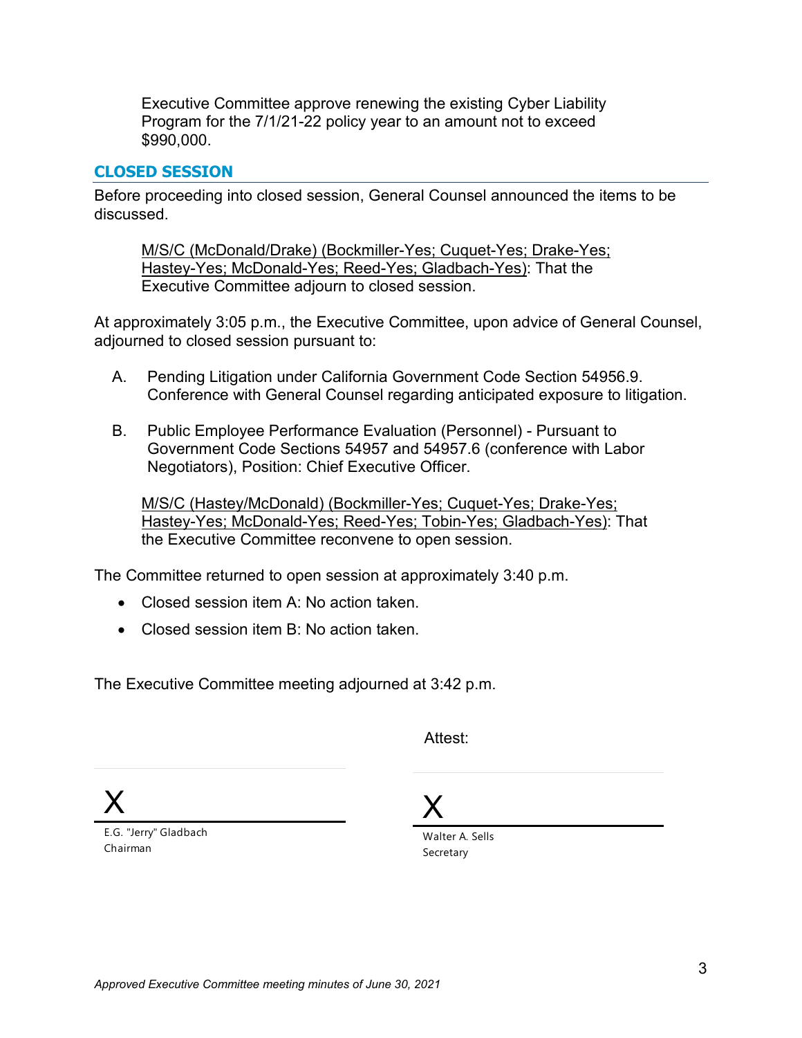Executive Committee approve renewing the existing Cyber Liability Program for the 7/1/21-22 policy year to an amount not to exceed $990,000.

## CLOSED SESSION

Before proceeding into closed session, General Counsel announced the items to be discussed.

<u>M/S/C (McDonald/Drake) (Bockmiller-Yes; Cuquet-Yes; Drake-Yes; Hastey-Yes; McDonald-Yes; Reed-Yes; Gladbach-Yes)</u>: That the Executive Committee adjourn to closed session.

At approximately 3:05 p.m., the Executive Committee, upon advice of General Counsel, adjourned to closed session pursuant to:

A. Pending Litigation under California Government Code Section 54956.9. Conference with General Counsel regarding anticipated exposure to litigation.

B. Public Employee Performance Evaluation (Personnel) - Pursuant to Government Code Sections 54957 and 54957.6 (conference with Labor Negotiators), Position: Chief Executive Officer.

<u>M/S/C (Hastey/McDonald) (Bockmiller-Yes; Cuquet-Yes; Drake-Yes; Hastey-Yes; McDonald-Yes; Reed-Yes; Tobin-Yes; Gladbach-Yes)</u>: That the Executive Committee reconvene to open session.

The Committee returned to open session at approximately 3:40 p.m.

- Closed session item A: No action taken.
- Closed session item B: No action taken.

The Executive Committee meeting adjourned at 3:42 p.m.

Attest:

X
E.G. "Jerry" Gladbach
Chairman

X
Walter A. Sells
Secretary

*Approved Executive Committee meeting minutes of June 30, 2021*